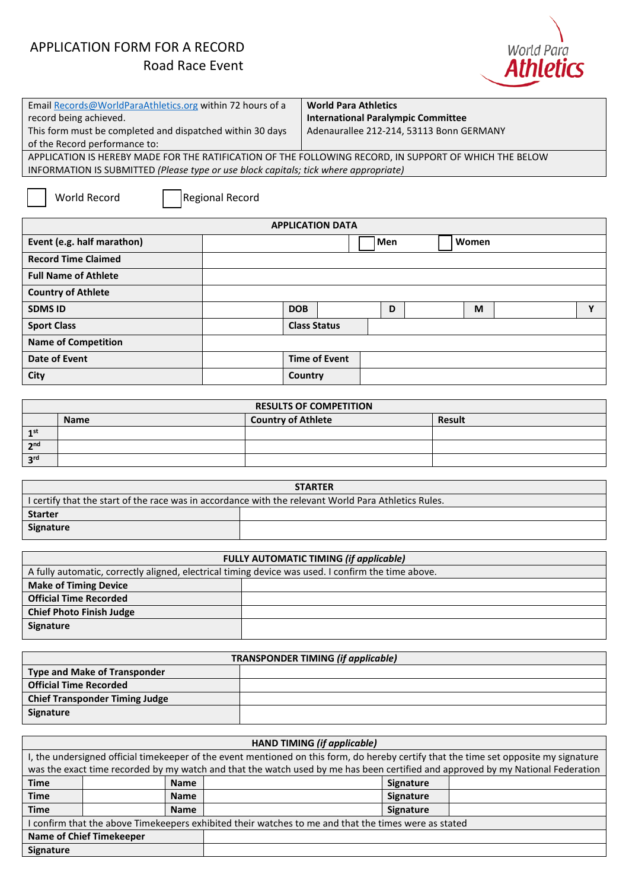# APPLICATION FORM FOR A RECORD
## Road Race Event

World Para Athletics

| | |
|---|---|
| Email Records@WorldParaAthletics.org within 72 hours of a record being achieved. This form must be completed and dispatched within 30 days of the Record performance to: | **World Para Athletics** **International Paralympic Committee** Adenauerallee 212-214, 53113 Bonn GERMANY |

APPLICATION IS HEREBY MADE FOR THE RATIFICATION OF THE FOLLOWING RECORD, IN SUPPORT OF WHICH THE BELOW INFORMATION IS SUBMITTED *(Please type or use block capitals; tick where appropriate)*

☐ World Record ☐ Regional Record

| **APPLICATION DATA** | | | | | | | | |
|---|---|---|---|---|---|---|---|---|
| **Event (e.g. half marathon)** | | | ☐ **Men** | | ☐ **Women** | | | |
| **Record Time Claimed** | | | | | | | | |
| **Full Name of Athlete** | | | | | | | | |
| **Country of Athlete** | | | | | | | | |
| **SDMS ID** | | **DOB** | | **D** | | **M** | | **Y** |
| **Sport Class** | | **Class Status** | | | | | | |
| **Name of Competition** | | | | | | | | |
| **Date of Event** | | **Time of Event** | | | | | | |
| **City** | | **Country** | | | | | | |

| **RESULTS OF COMPETITION** | | | |
|---|---|---|---|
| | **Name** | **Country of Athlete** | **Result** |
| **1st** | | | |
| **2nd** | | | |
| **3rd** | | | |

| **STARTER** | |
|---|---|
| I certify that the start of the race was in accordance with the relevant World Para Athletics Rules. | |
| **Starter** | |
| **Signature** | |

| **FULLY AUTOMATIC TIMING *(if applicable)*** | |
|---|---|
| A fully automatic, correctly aligned, electrical timing device was used. I confirm the time above. | |
| **Make of Timing Device** | |
| **Official Time Recorded** | |
| **Chief Photo Finish Judge** | |
| **Signature** | |

| **TRANSPONDER TIMING *(if applicable)*** | |
|---|---|
| **Type and Make of Transponder** | |
| **Official Time Recorded** | |
| **Chief Transponder Timing Judge** | |
| **Signature** | |

| **HAND TIMING *(if applicable)*** | | | | | |
|---|---|---|---|---|---|
| I, the undersigned official timekeeper of the event mentioned on this form, do hereby certify that the time set opposite my signature was the exact time recorded by my watch and that the watch used by me has been certified and approved by my National Federation | | | | | |
| **Time** | | **Name** | | **Signature** | |
| **Time** | | **Name** | | **Signature** | |
| **Time** | | **Name** | | **Signature** | |
| I confirm that the above Timekeepers exhibited their watches to me and that the times were as stated | | | | | |
| **Name of Chief Timekeeper** | | | | | |
| **Signature** | | | | | |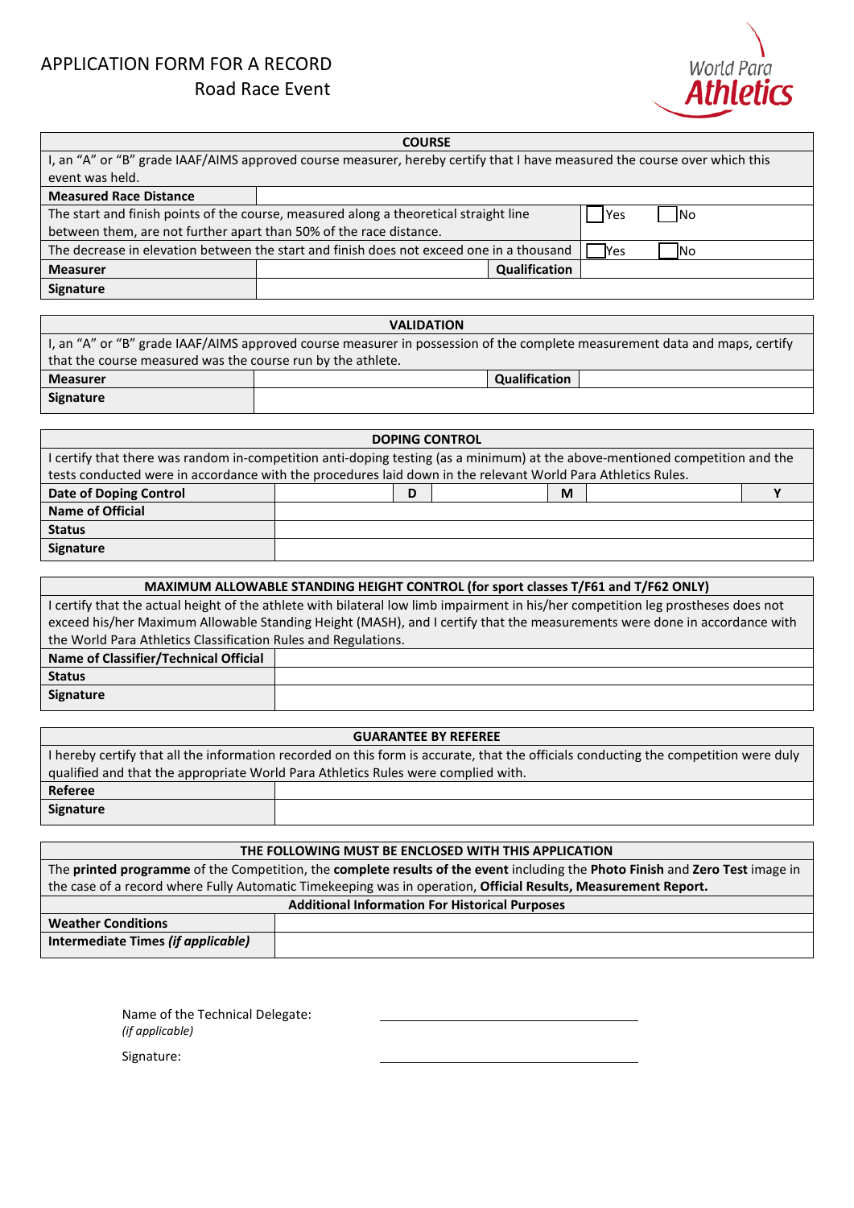# APPLICATION FORM FOR A RECORD

## Road Race Event

World Para Athletics

| COURSE | | | |
|---|---|---|---|
| I, an "A" or "B" grade IAAF/AIMS approved course measurer, hereby certify that I have measured the course over which this event was held. | | | |
| **Measured Race Distance** | | | |
| The start and finish points of the course, measured along a theoretical straight line between them, are not further apart than 50% of the race distance. | | | ☐ Yes ☐ No |
| The decrease in elevation between the start and finish does not exceed one in a thousand | | | ☐ Yes ☐ No |
| **Measurer** | | **Qualification** | |
| **Signature** | | | |

| VALIDATION | | | |
|---|---|---|---|
| I, an "A" or "B" grade IAAF/AIMS approved course measurer in possession of the complete measurement data and maps, certify that the course measured was the course run by the athlete. | | | |
| **Measurer** | | **Qualification** | |
| **Signature** | | | |

| DOPING CONTROL | | | | | | | |
|---|---|---|---|---|---|---|---|
| I certify that there was random in-competition anti-doping testing (as a minimum) at the above-mentioned competition and the tests conducted were in accordance with the procedures laid down in the relevant World Para Athletics Rules. | | | | | | | |
| **Date of Doping Control** | | **D** | | **M** | | **Y** | |
| **Name of Official** | | | | | | | |
| **Status** | | | | | | | |
| **Signature** | | | | | | | |

| MAXIMUM ALLOWABLE STANDING HEIGHT CONTROL (for sport classes T/F61 and T/F62 ONLY) | |
|---|---|
| I certify that the actual height of the athlete with bilateral low limb impairment in his/her competition leg prostheses does not exceed his/her Maximum Allowable Standing Height (MASH), and I certify that the measurements were done in accordance with the World Para Athletics Classification Rules and Regulations. | |
| **Name of Classifier/Technical Official** | |
| **Status** | |
| **Signature** | |

| GUARANTEE BY REFEREE | |
|---|---|
| I hereby certify that all the information recorded on this form is accurate, that the officials conducting the competition were duly qualified and that the appropriate World Para Athletics Rules were complied with. | |
| **Referee** | |
| **Signature** | |

| THE FOLLOWING MUST BE ENCLOSED WITH THIS APPLICATION | |
|---|---|
| The **printed programme** of the Competition, the **complete results of the event** including the **Photo Finish** and **Zero Test** image in the case of a record where Fully Automatic Timekeeping was in operation, **Official Results, Measurement Report.** | |
| **Additional Information For Historical Purposes** | |
| **Weather Conditions** | |
| **Intermediate Times *(if applicable)*** | |

Name of the Technical Delegate: ______________________
*(if applicable)*

Signature: ______________________